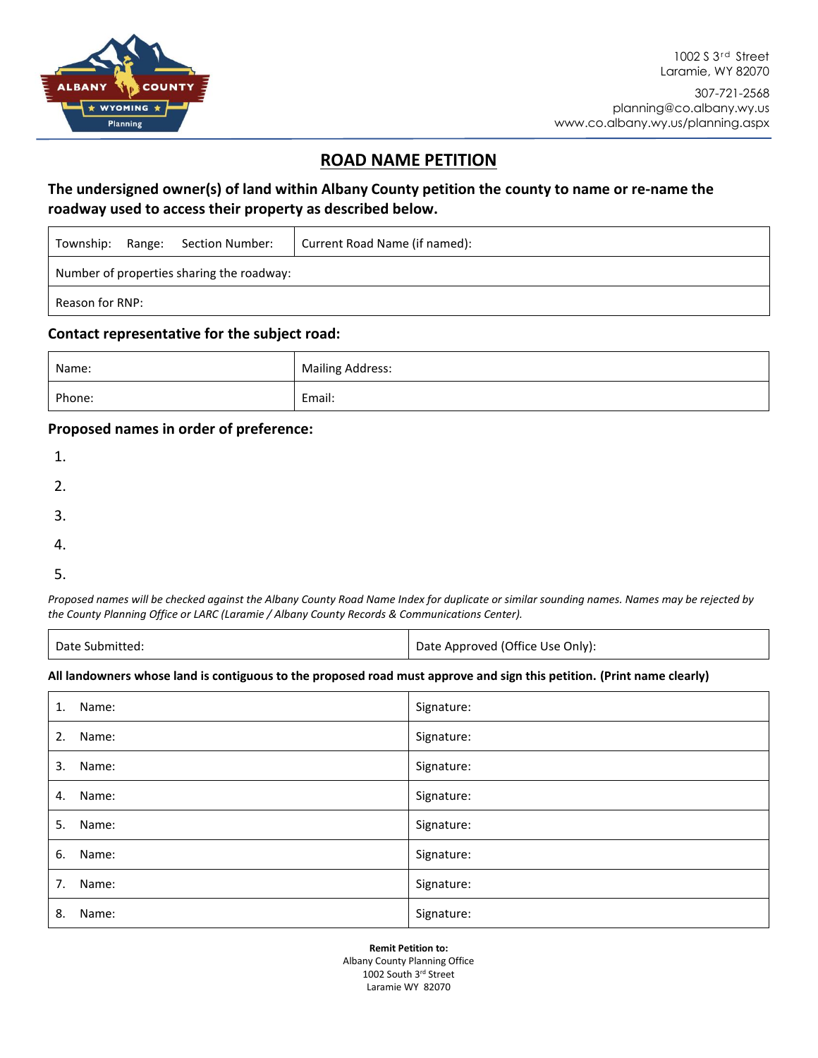ALBANY COUNTY WYOMING Planning

1002 S 3rd Street
Laramie, WY 82070

307-721-2568
planning@co.albany.wy.us
www.co.albany.wy.us/planning.aspx

# ROAD NAME PETITION

**The undersigned owner(s) of land within Albany County petition the county to name or re-name the roadway used to access their property as described below.**

| Township: Range: Section Number: | Current Road Name (if named): |
|---|---|
| Number of properties sharing the roadway: | |
| Reason for RNP: | |

### Contact representative for the subject road:

| Name: | Mailing Address: |
|---|---|
| Phone: | Email: |

### Proposed names in order of preference:

1.
2.
3.
4.
5.

*Proposed names will be checked against the Albany County Road Name Index for duplicate or similar sounding names. Names may be rejected by the County Planning Office or LARC (Laramie / Albany County Records & Communications Center).*

| Date Submitted: | Date Approved (Office Use Only): |
|---|---|

**All landowners whose land is contiguous to the proposed road must approve and sign this petition. (Print name clearly)**

| Name | Signature |
|---|---|
| 1. Name: | Signature: |
| 2. Name: | Signature: |
| 3. Name: | Signature: |
| 4. Name: | Signature: |
| 5. Name: | Signature: |
| 6. Name: | Signature: |
| 7. Name: | Signature: |
| 8. Name: | Signature: |

**Remit Petition to:**
Albany County Planning Office
1002 South 3rd Street
Laramie WY 82070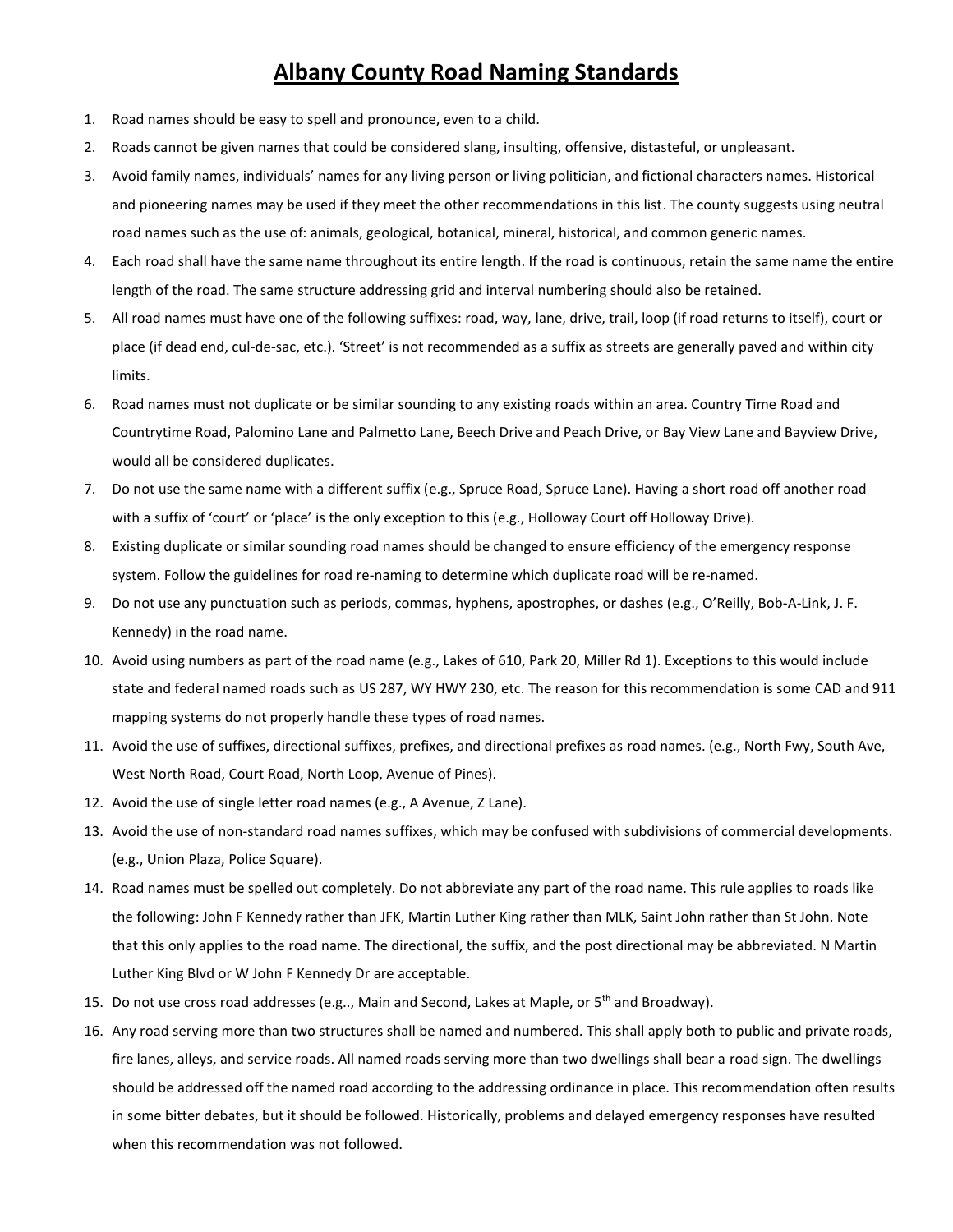# **Albany County Road Naming Standards**

1. Road names should be easy to spell and pronounce, even to a child.
2. Roads cannot be given names that could be considered slang, insulting, offensive, distasteful, or unpleasant.
3. Avoid family names, individuals' names for any living person or living politician, and fictional characters names. Historical and pioneering names may be used if they meet the other recommendations in this list. The county suggests using neutral road names such as the use of: animals, geological, botanical, mineral, historical, and common generic names.
4. Each road shall have the same name throughout its entire length. If the road is continuous, retain the same name the entire length of the road. The same structure addressing grid and interval numbering should also be retained.
5. All road names must have one of the following suffixes: road, way, lane, drive, trail, loop (if road returns to itself), court or place (if dead end, cul-de-sac, etc.). 'Street' is not recommended as a suffix as streets are generally paved and within city limits.
6. Road names must not duplicate or be similar sounding to any existing roads within an area. Country Time Road and Countrytime Road, Palomino Lane and Palmetto Lane, Beech Drive and Peach Drive, or Bay View Lane and Bayview Drive, would all be considered duplicates.
7. Do not use the same name with a different suffix (e.g., Spruce Road, Spruce Lane). Having a short road off another road with a suffix of 'court' or 'place' is the only exception to this (e.g., Holloway Court off Holloway Drive).
8. Existing duplicate or similar sounding road names should be changed to ensure efficiency of the emergency response system. Follow the guidelines for road re-naming to determine which duplicate road will be re-named.
9. Do not use any punctuation such as periods, commas, hyphens, apostrophes, or dashes (e.g., O'Reilly, Bob-A-Link, J. F. Kennedy) in the road name.
10. Avoid using numbers as part of the road name (e.g., Lakes of 610, Park 20, Miller Rd 1). Exceptions to this would include state and federal named roads such as US 287, WY HWY 230, etc. The reason for this recommendation is some CAD and 911 mapping systems do not properly handle these types of road names.
11. Avoid the use of suffixes, directional suffixes, prefixes, and directional prefixes as road names. (e.g., North Fwy, South Ave, West North Road, Court Road, North Loop, Avenue of Pines).
12. Avoid the use of single letter road names (e.g., A Avenue, Z Lane).
13. Avoid the use of non-standard road names suffixes, which may be confused with subdivisions of commercial developments. (e.g., Union Plaza, Police Square).
14. Road names must be spelled out completely. Do not abbreviate any part of the road name. This rule applies to roads like the following: John F Kennedy rather than JFK, Martin Luther King rather than MLK, Saint John rather than St John. Note that this only applies to the road name. The directional, the suffix, and the post directional may be abbreviated. N Martin Luther King Blvd or W John F Kennedy Dr are acceptable.
15. Do not use cross road addresses (e.g.., Main and Second, Lakes at Maple, or 5th and Broadway).
16. Any road serving more than two structures shall be named and numbered. This shall apply both to public and private roads, fire lanes, alleys, and service roads. All named roads serving more than two dwellings shall bear a road sign. The dwellings should be addressed off the named road according to the addressing ordinance in place. This recommendation often results in some bitter debates, but it should be followed. Historically, problems and delayed emergency responses have resulted when this recommendation was not followed.